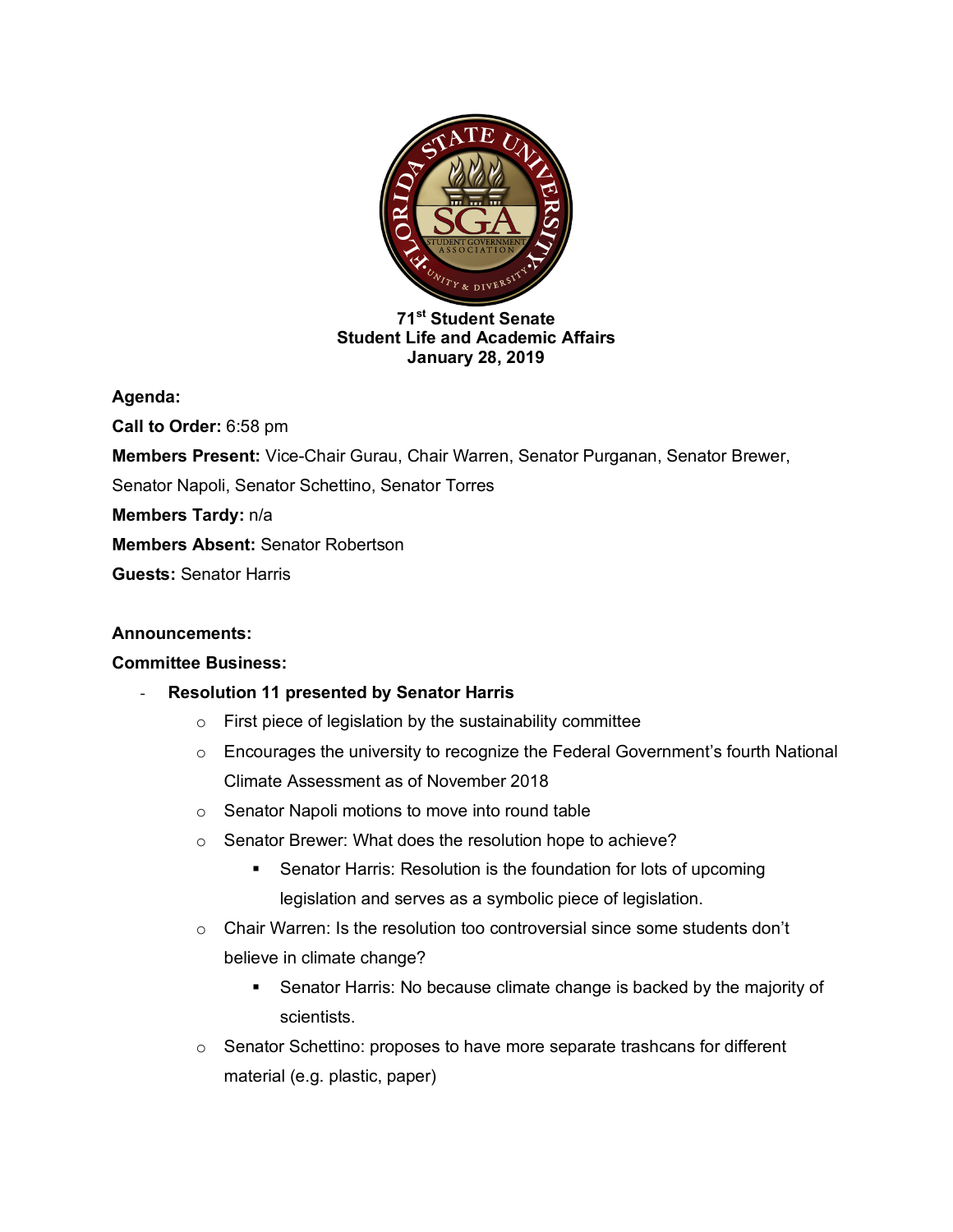**71st Student Senate**
**Student Life and Academic Affairs**
**January 28, 2019**

**Agenda:**

**Call to Order:** 6:58 pm

**Members Present:** Vice-Chair Gurau, Chair Warren, Senator Purganan, Senator Brewer, Senator Napoli, Senator Schettino, Senator Torres

**Members Tardy:** n/a

**Members Absent:** Senator Robertson

**Guests:** Senator Harris

**Announcements:**

**Committee Business:**

- **Resolution 11 presented by Senator Harris**
  - First piece of legislation by the sustainability committee
  - Encourages the university to recognize the Federal Government's fourth National Climate Assessment as of November 2018
  - Senator Napoli motions to move into round table
  - Senator Brewer: What does the resolution hope to achieve?
    - Senator Harris: Resolution is the foundation for lots of upcoming legislation and serves as a symbolic piece of legislation.
  - Chair Warren: Is the resolution too controversial since some students don't believe in climate change?
    - Senator Harris: No because climate change is backed by the majority of scientists.
  - Senator Schettino: proposes to have more separate trashcans for different material (e.g. plastic, paper)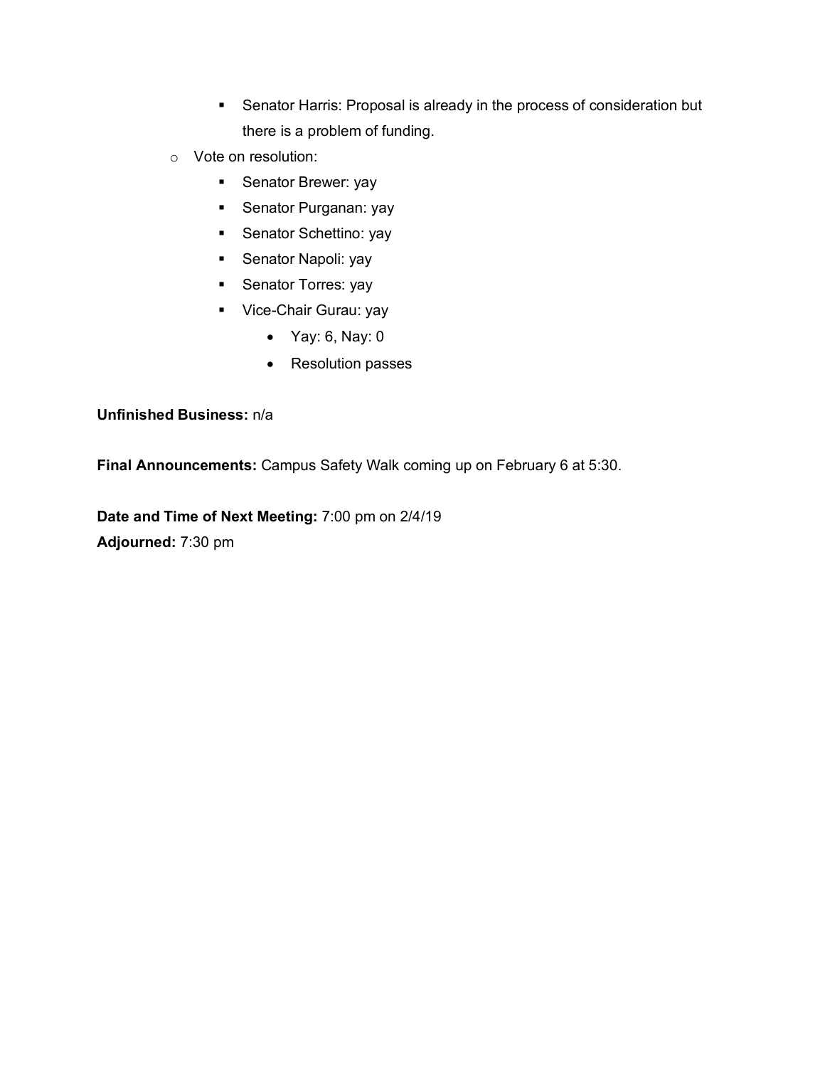- Senator Harris: Proposal is already in the process of consideration but there is a problem of funding.
  - Vote on resolution:
      - Senator Brewer: yay
      - Senator Purganan: yay
      - Senator Schettino: yay
      - Senator Napoli: yay
      - Senator Torres: yay
      - Vice-Chair Gurau: yay
          - Yay: 6, Nay: 0
          - Resolution passes

**Unfinished Business:** n/a

**Final Announcements:** Campus Safety Walk coming up on February 6 at 5:30.

**Date and Time of Next Meeting:** 7:00 pm on 2/4/19

**Adjourned:** 7:30 pm